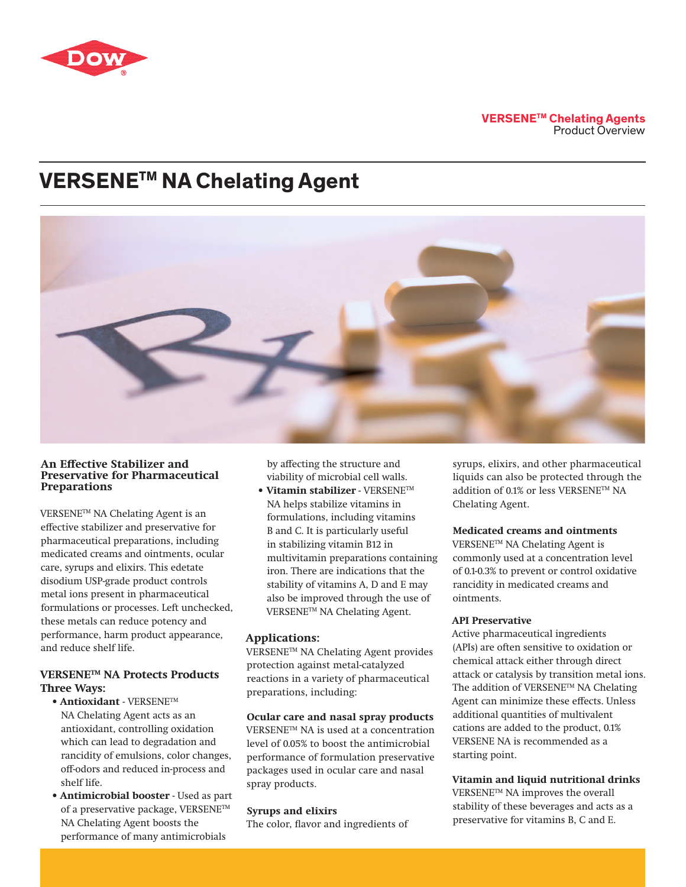**VERSENE™ Chelating Agents**
Product Overview

# VERSENE™ NA Chelating Agent

## An Effective Stabilizer and Preservative for Pharmaceutical Preparations

VERSENE™ NA Chelating Agent is an effective stabilizer and preservative for pharmaceutical preparations, including medicated creams and ointments, ocular care, syrups and elixirs. This edetate disodium USP-grade product controls metal ions present in pharmaceutical formulations or processes. Left unchecked, these metals can reduce potency and performance, harm product appearance, and reduce shelf life.

## VERSENE™ NA Protects Products Three Ways:

- **Antioxidant** - VERSENE™ NA Chelating Agent acts as an antioxidant, controlling oxidation which can lead to degradation and rancidity of emulsions, color changes, off-odors and reduced in-process and shelf life.
- **Antimicrobial booster** - Used as part of a preservative package, VERSENE™ NA Chelating Agent boosts the performance of many antimicrobials by affecting the structure and viability of microbial cell walls.
- **Vitamin stabilizer** - VERSENE™ NA helps stabilize vitamins in formulations, including vitamins B and C. It is particularly useful in stabilizing vitamin B12 in multivitamin preparations containing iron. There are indications that the stability of vitamins A, D and E may also be improved through the use of VERSENE™ NA Chelating Agent.

## Applications:

VERSENE™ NA Chelating Agent provides protection against metal-catalyzed reactions in a variety of pharmaceutical preparations, including:

### Ocular care and nasal spray products

VERSENE™ NA is used at a concentration level of 0.05% to boost the antimicrobial performance of formulation preservative packages used in ocular care and nasal spray products.

### Syrups and elixirs

The color, flavor and ingredients of syrups, elixirs, and other pharmaceutical liquids can also be protected through the addition of 0.1% or less VERSENE™ NA Chelating Agent.

### Medicated creams and ointments

VERSENE™ NA Chelating Agent is commonly used at a concentration level of 0.1-0.3% to prevent or control oxidative rancidity in medicated creams and ointments.

### API Preservative

Active pharmaceutical ingredients (APIs) are often sensitive to oxidation or chemical attack either through direct attack or catalysis by transition metal ions. The addition of VERSENE™ NA Chelating Agent can minimize these effects. Unless additional quantities of multivalent cations are added to the product, 0.1% VERSENE NA is recommended as a starting point.

### Vitamin and liquid nutritional drinks

VERSENE™ NA improves the overall stability of these beverages and acts as a preservative for vitamins B, C and E.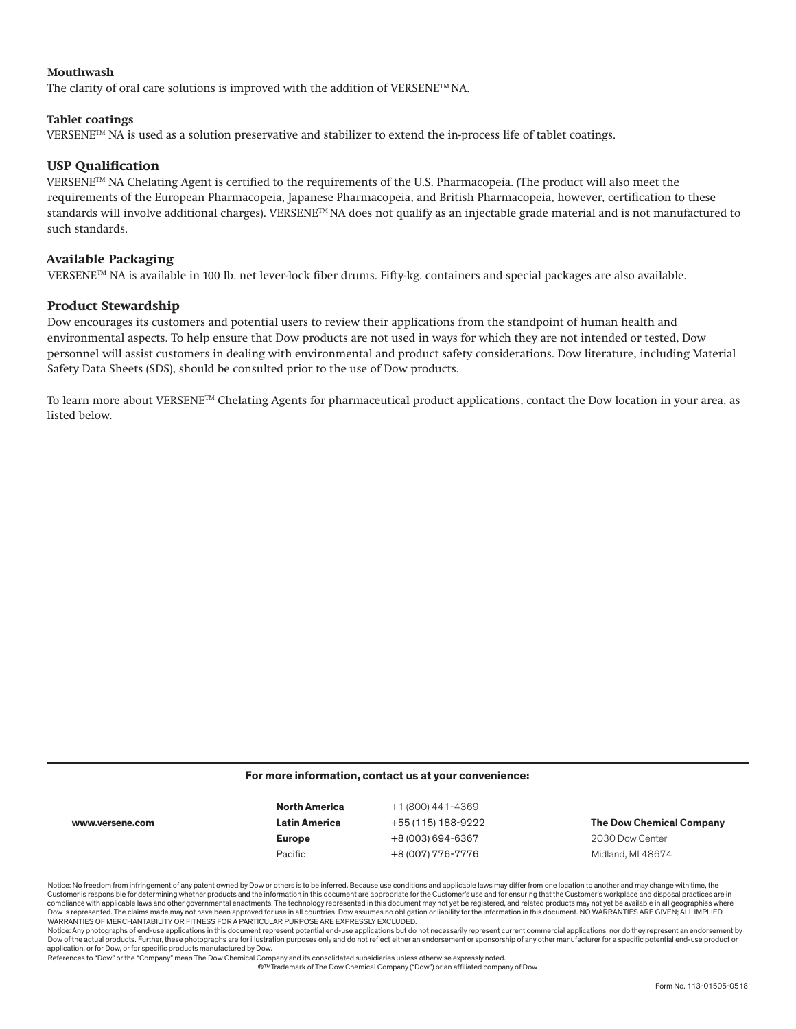**Mouthwash**

The clarity of oral care solutions is improved with the addition of VERSENE™ NA.

**Tablet coatings**

VERSENE™ NA is used as a solution preservative and stabilizer to extend the in-process life of tablet coatings.

## USP Qualification

VERSENE™ NA Chelating Agent is certified to the requirements of the U.S. Pharmacopeia. (The product will also meet the requirements of the European Pharmacopeia, Japanese Pharmacopeia, and British Pharmacopeia, however, certification to these standards will involve additional charges). VERSENE™ NA does not qualify as an injectable grade material and is not manufactured to such standards.

## Available Packaging

VERSENE™ NA is available in 100 lb. net lever-lock fiber drums. Fifty-kg. containers and special packages are also available.

## Product Stewardship

Dow encourages its customers and potential users to review their applications from the standpoint of human health and environmental aspects. To help ensure that Dow products are not used in ways for which they are not intended or tested, Dow personnel will assist customers in dealing with environmental and product safety considerations. Dow literature, including Material Safety Data Sheets (SDS), should be consulted prior to the use of Dow products.

To learn more about VERSENE™ Chelating Agents for pharmaceutical product applications, contact the Dow location in your area, as listed below.

**For more information, contact us at your convenience:**

| | | | |
|---|---|---|---|
| | **North America** | +1 (800) 441-4369 | |
| **www.versene.com** | **Latin America** | +55 (115) 188-9222 | **The Dow Chemical Company** |
| | **Europe** | +8 (003) 694-6367 | 2030 Dow Center |
| | Pacific | +8 (007) 776-7776 | Midland, MI 48674 |

Notice: No freedom from infringement of any patent owned by Dow or others is to be inferred. Because use conditions and applicable laws may differ from one location to another and may change with time, the Customer is responsible for determining whether products and the information in this document are appropriate for the Customer's use and for ensuring that the Customer's workplace and disposal practices are in compliance with applicable laws and other governmental enactments. The technology represented in this document may not yet be registered, and related products may not yet be available in all geographies where Dow is represented. The claims made may not have been approved for use in all countries. Dow assumes no obligation or liability for the information in this document. NO WARRANTIES ARE GIVEN; ALL IMPLIED WARRANTIES OF MERCHANTABILITY OR FITNESS FOR A PARTICULAR PURPOSE ARE EXPRESSLY EXCLUDED.

Notice: Any photographs of end-use applications in this document represent potential end-use applications but do not necessarily represent current commercial applications, nor do they represent an endorsement by Dow of the actual products. Further, these photographs are for illustration purposes only and do not reflect either an endorsement or sponsorship of any other manufacturer for a specific potential end-use product or application, or for Dow, or for specific products manufactured by Dow.

References to "Dow" or the "Company" mean The Dow Chemical Company and its consolidated subsidiaries unless otherwise expressly noted.

®™Trademark of The Dow Chemical Company ("Dow") or an affiliated company of Dow

Form No. 113-01505-0518